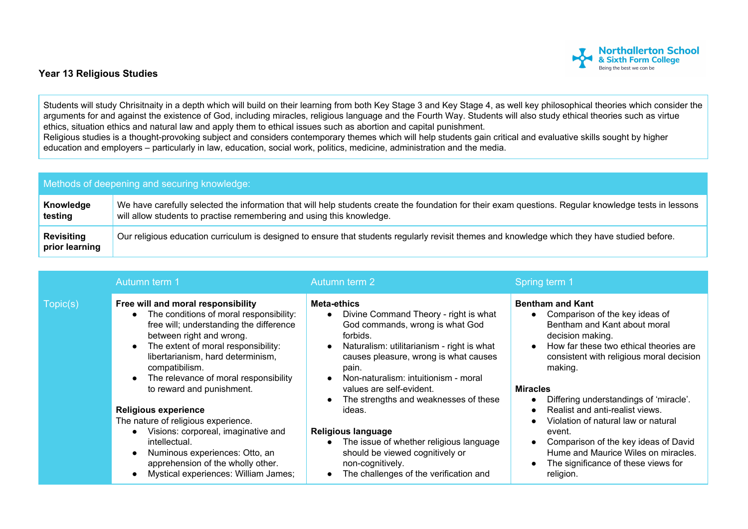Northallerton School & Sixth Form College
Being the best we can be

## Year 13 Religious Studies

Students will study Chrisitnaity in a depth which will build on their learning from both Key Stage 3 and Key Stage 4, as well key philosophical theories which consider the arguments for and against the existence of God, including miracles, religious language and the Fourth Way. Students will also study ethical theories such as virtue ethics, situation ethics and natural law and apply them to ethical issues such as abortion and capital punishment.
Religious studies is a thought-provoking subject and considers contemporary themes which will help students gain critical and evaluative skills sought by higher education and employers – particularly in law, education, social work, politics, medicine, administration and the media.

| Methods of deepening and securing knowledge: | |
|---|---|
| **Knowledge testing** | We have carefully selected the information that will help students create the foundation for their exam questions. Regular knowledge tests in lessons will allow students to practise remembering and using this knowledge. |
| **Revisiting prior learning** | Our religious education curriculum is designed to ensure that students regularly revisit themes and knowledge which they have studied before. |

| | Autumn term 1 | Autumn term 2 | Spring term 1 |
|---|---|---|---|
| Topic(s) | **Free will and moral responsibility**<br>• The conditions of moral responsibility: free will; understanding the difference between right and wrong.<br>• The extent of moral responsibility: libertarianism, hard determinism, compatibilism.<br>• The relevance of moral responsibility to reward and punishment.<br><br>**Religious experience**<br>The nature of religious experience.<br>• Visions: corporeal, imaginative and intellectual.<br>• Numinous experiences: Otto, an apprehension of the wholly other.<br>• Mystical experiences: William James; | **Meta-ethics**<br>• Divine Command Theory - right is what God commands, wrong is what God forbids.<br>• Naturalism: utilitarianism - right is what causes pleasure, wrong is what causes pain.<br>• Non-naturalism: intuitionism - moral values are self-evident.<br>• The strengths and weaknesses of these ideas.<br><br>**Religious language**<br>• The issue of whether religious language should be viewed cognitively or non-cognitively.<br>• The challenges of the verification and | **Bentham and Kant**<br>• Comparison of the key ideas of Bentham and Kant about moral decision making.<br>• How far these two ethical theories are consistent with religious moral decision making.<br><br>**Miracles**<br>• Differing understandings of 'miracle'.<br>• Realist and anti-realist views.<br>• Violation of natural law or natural event.<br>• Comparison of the key ideas of David Hume and Maurice Wiles on miracles.<br>• The significance of these views for religion. |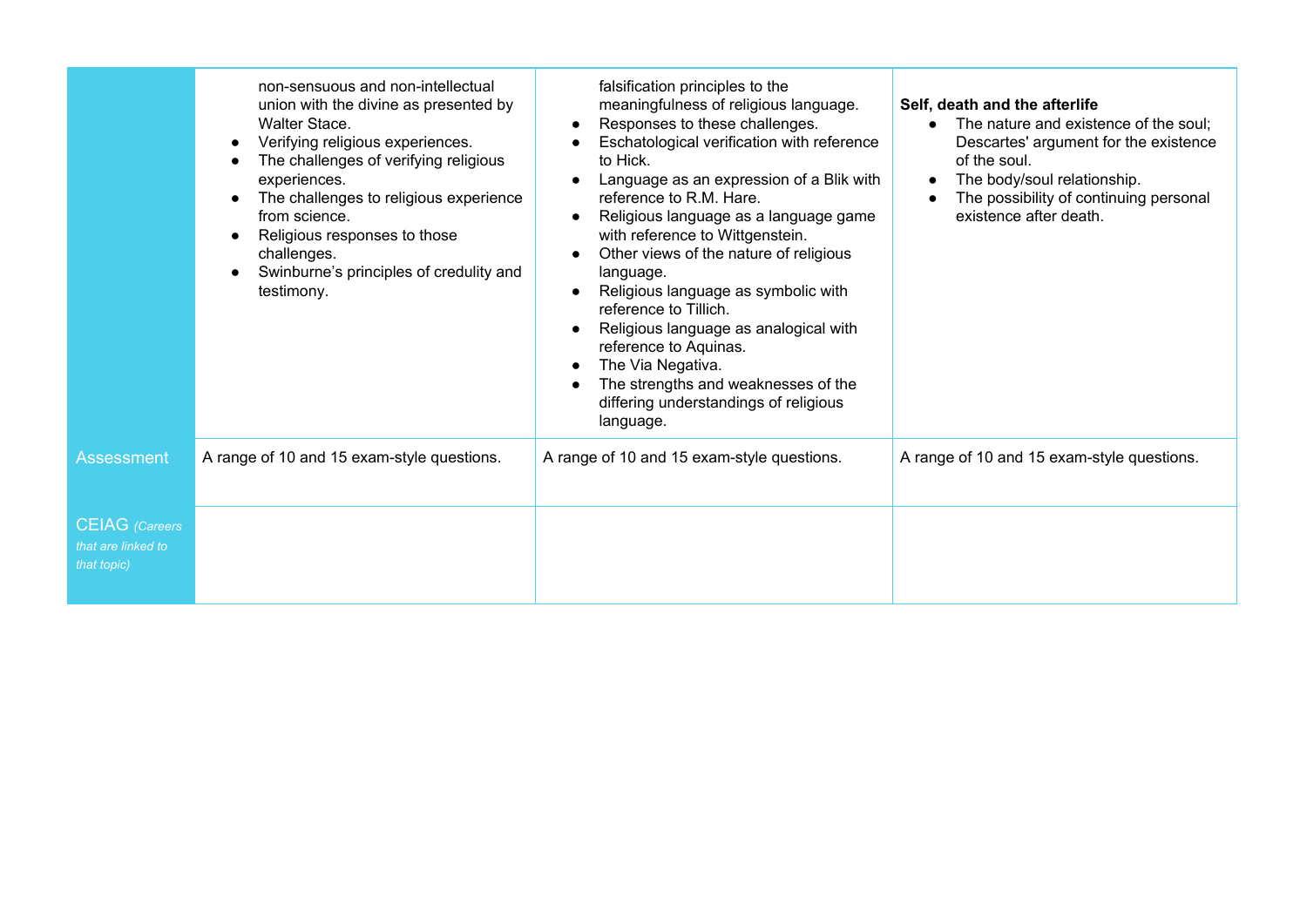|  |  |  |  |
|---|---|---|---|
|  | non-sensuous and non-intellectual union with the divine as presented by Walter Stace.<br>• Verifying religious experiences.<br>• The challenges of verifying religious experiences.<br>• The challenges to religious experience from science.<br>• Religious responses to those challenges.<br>• Swinburne's principles of credulity and testimony. | falsification principles to the meaningfulness of religious language.<br>• Responses to these challenges.<br>• Eschatological verification with reference to Hick.<br>• Language as an expression of a Blik with reference to R.M. Hare.<br>• Religious language as a language game with reference to Wittgenstein.<br>• Other views of the nature of religious language.<br>• Religious language as symbolic with reference to Tillich.<br>• Religious language as analogical with reference to Aquinas.<br>• The Via Negativa.<br>• The strengths and weaknesses of the differing understandings of religious language. | **Self, death and the afterlife**<br>• The nature and existence of the soul; Descartes' argument for the existence of the soul.<br>• The body/soul relationship.<br>• The possibility of continuing personal existence after death. |
| Assessment | A range of 10 and 15 exam-style questions. | A range of 10 and 15 exam-style questions. | A range of 10 and 15 exam-style questions. |
| CEIAG *(Careers that are linked to that topic)* |  |  |  |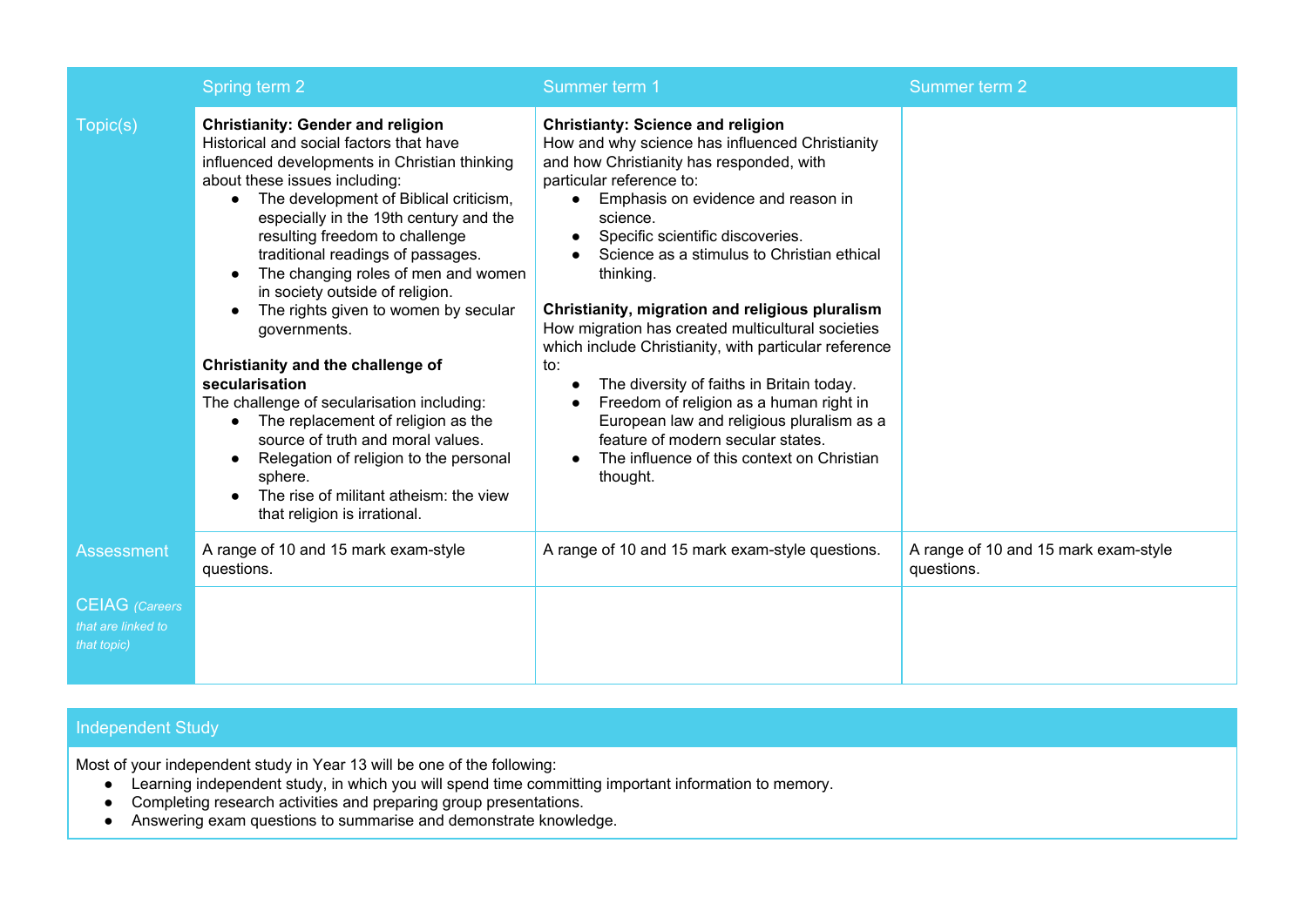| | Spring term 2 | Summer term 1 | Summer term 2 |
|---|---|---|---|
| Topic(s) | **Christianity: Gender and religion**<br>Historical and social factors that have influenced developments in Christian thinking about these issues including:<br>• The development of Biblical criticism, especially in the 19th century and the resulting freedom to challenge traditional readings of passages.<br>• The changing roles of men and women in society outside of religion.<br>• The rights given to women by secular governments.<br><br>**Christianity and the challenge of secularisation**<br>The challenge of secularisation including:<br>• The replacement of religion as the source of truth and moral values.<br>• Relegation of religion to the personal sphere.<br>• The rise of militant atheism: the view that religion is irrational. | **Christianty: Science and religion**<br>How and why science has influenced Christianity and how Christianity has responded, with particular reference to:<br>• Emphasis on evidence and reason in science.<br>• Specific scientific discoveries.<br>• Science as a stimulus to Christian ethical thinking.<br><br>**Christianity, migration and religious pluralism**<br>How migration has created multicultural societies which include Christianity, with particular reference to:<br>• The diversity of faiths in Britain today.<br>• Freedom of religion as a human right in European law and religious pluralism as a feature of modern secular states.<br>• The influence of this context on Christian thought. | |
| Assessment | A range of 10 and 15 mark exam-style questions. | A range of 10 and 15 mark exam-style questions. | A range of 10 and 15 mark exam-style questions. |
| CEIAG *(Careers that are linked to that topic)* | | | |

## Independent Study

Most of your independent study in Year 13 will be one of the following:

- Learning independent study, in which you will spend time committing important information to memory.
- Completing research activities and preparing group presentations.
- Answering exam questions to summarise and demonstrate knowledge.